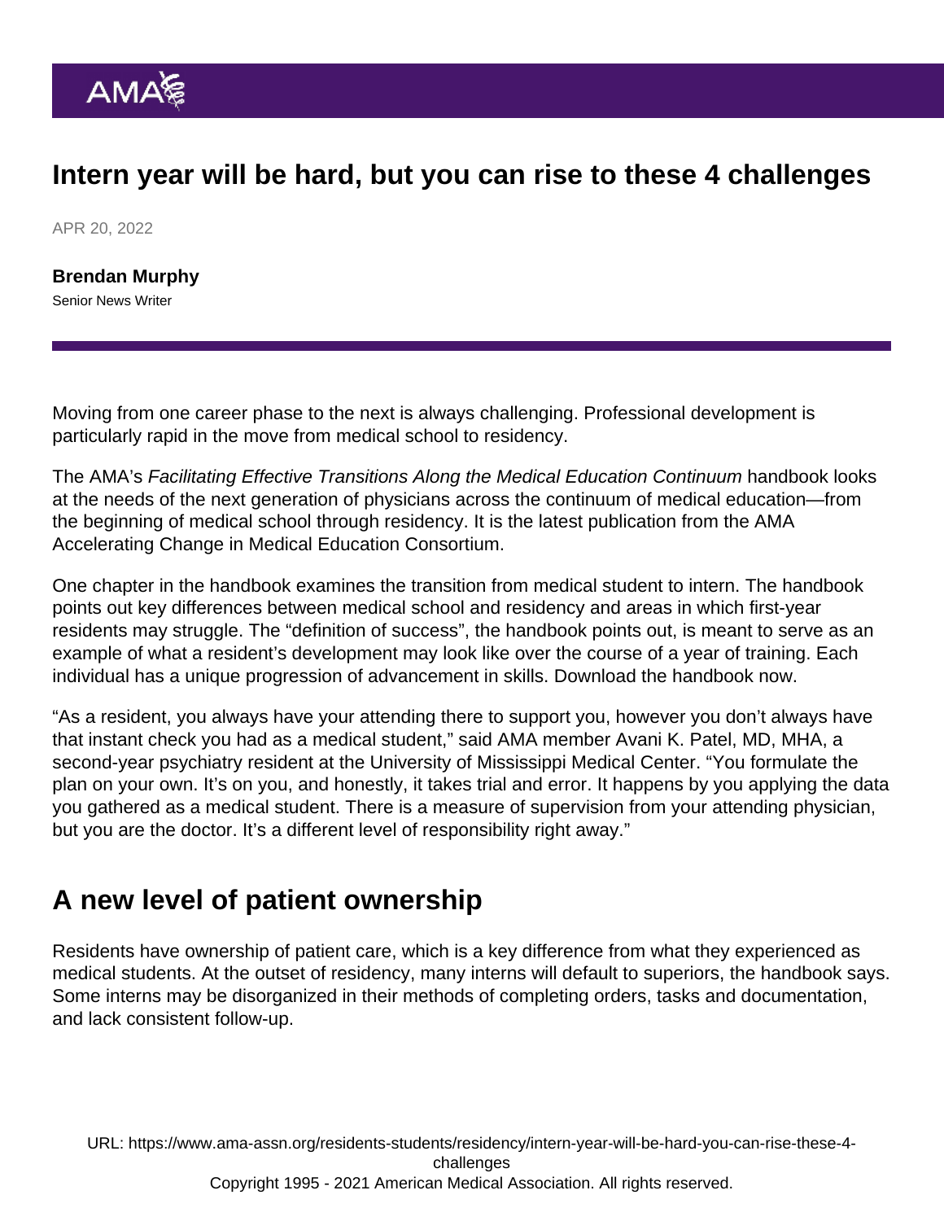# Intern year will be hard, but you can rise to these 4 challenges

APR 20, 2022

**Brendan Murphy**
Senior News Writer

Moving from one career phase to the next is always challenging. Professional development is particularly rapid in the move from medical school to residency.

The AMA's *Facilitating Effective Transitions Along the Medical Education Continuum* handbook looks at the needs of the next generation of physicians across the continuum of medical education—from the beginning of medical school through residency. It is the latest publication from the AMA Accelerating Change in Medical Education Consortium.

One chapter in the handbook examines the transition from medical student to intern. The handbook points out key differences between medical school and residency and areas in which first-year residents may struggle. The "definition of success", the handbook points out, is meant to serve as an example of what a resident's development may look like over the course of a year of training. Each individual has a unique progression of advancement in skills. Download the handbook now.

"As a resident, you always have your attending there to support you, however you don't always have that instant check you had as a medical student," said AMA member Avani K. Patel, MD, MHA, a second-year psychiatry resident at the University of Mississippi Medical Center. "You formulate the plan on your own. It's on you, and honestly, it takes trial and error. It happens by you applying the data you gathered as a medical student. There is a measure of supervision from your attending physician, but you are the doctor. It's a different level of responsibility right away."

## A new level of patient ownership

Residents have ownership of patient care, which is a key difference from what they experienced as medical students. At the outset of residency, many interns will default to superiors, the handbook says. Some interns may be disorganized in their methods of completing orders, tasks and documentation, and lack consistent follow-up.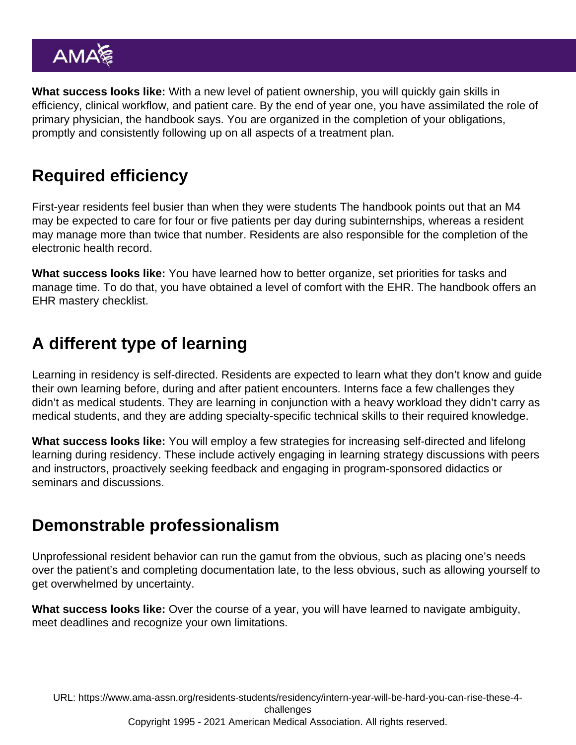**What success looks like:** With a new level of patient ownership, you will quickly gain skills in efficiency, clinical workflow, and patient care. By the end of year one, you have assimilated the role of primary physician, the handbook says. You are organized in the completion of your obligations, promptly and consistently following up on all aspects of a treatment plan.

## Required efficiency

First-year residents feel busier than when they were students The handbook points out that an M4 may be expected to care for four or five patients per day during subinternships, whereas a resident may manage more than twice that number. Residents are also responsible for the completion of the electronic health record.

**What success looks like:** You have learned how to better organize, set priorities for tasks and manage time. To do that, you have obtained a level of comfort with the EHR. The handbook offers an EHR mastery checklist.

## A different type of learning

Learning in residency is self-directed. Residents are expected to learn what they don't know and guide their own learning before, during and after patient encounters. Interns face a few challenges they didn't as medical students. They are learning in conjunction with a heavy workload they didn't carry as medical students, and they are adding specialty-specific technical skills to their required knowledge.

**What success looks like:** You will employ a few strategies for increasing self-directed and lifelong learning during residency. These include actively engaging in learning strategy discussions with peers and instructors, proactively seeking feedback and engaging in program-sponsored didactics or seminars and discussions.

## Demonstrable professionalism

Unprofessional resident behavior can run the gamut from the obvious, such as placing one's needs over the patient's and completing documentation late, to the less obvious, such as allowing yourself to get overwhelmed by uncertainty.

**What success looks like:** Over the course of a year, you will have learned to navigate ambiguity, meet deadlines and recognize your own limitations.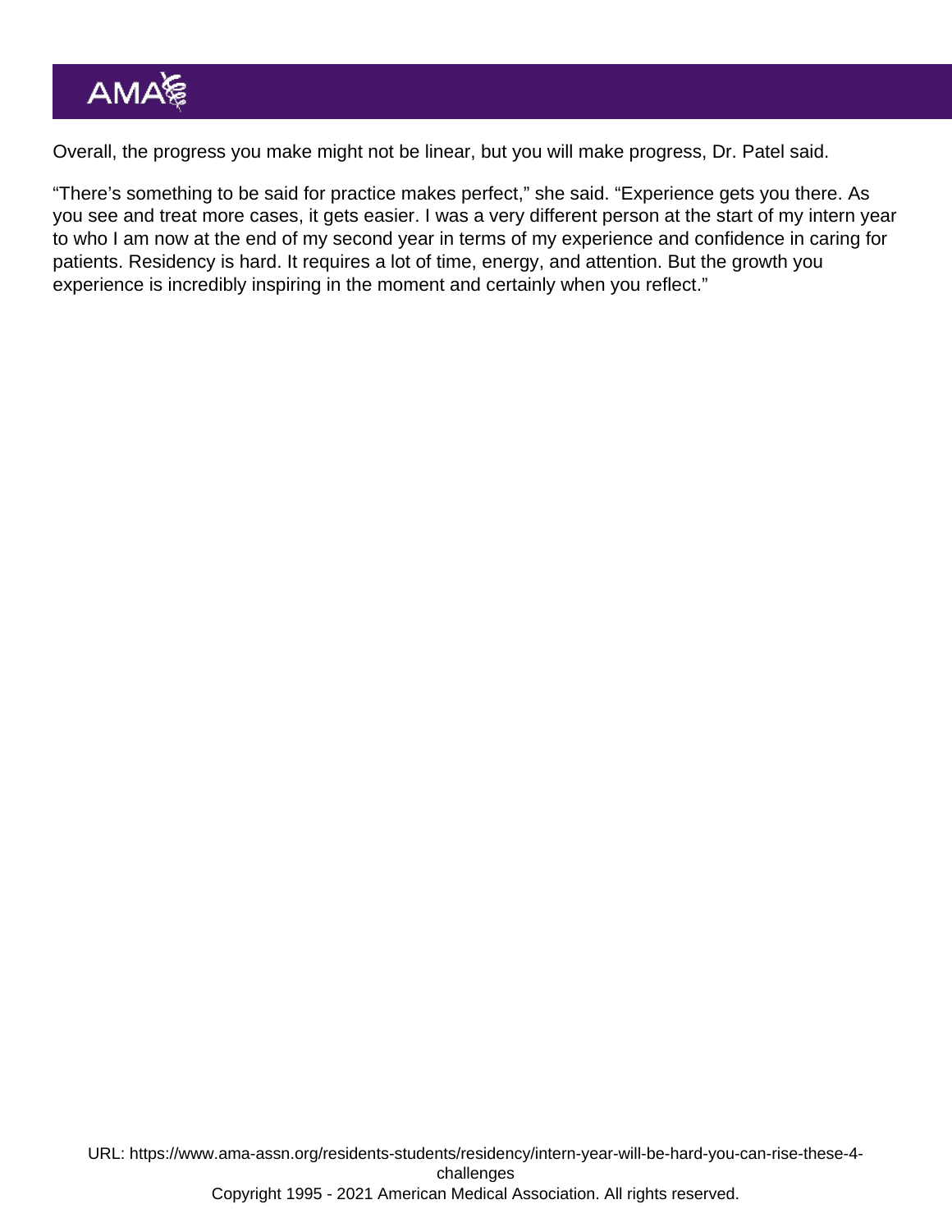Overall, the progress you make might not be linear, but you will make progress, Dr. Patel said.

“There’s something to be said for practice makes perfect,” she said. “Experience gets you there. As you see and treat more cases, it gets easier. I was a very different person at the start of my intern year to who I am now at the end of my second year in terms of my experience and confidence in caring for patients. Residency is hard. It requires a lot of time, energy, and attention. But the growth you experience is incredibly inspiring in the moment and certainly when you reflect.”